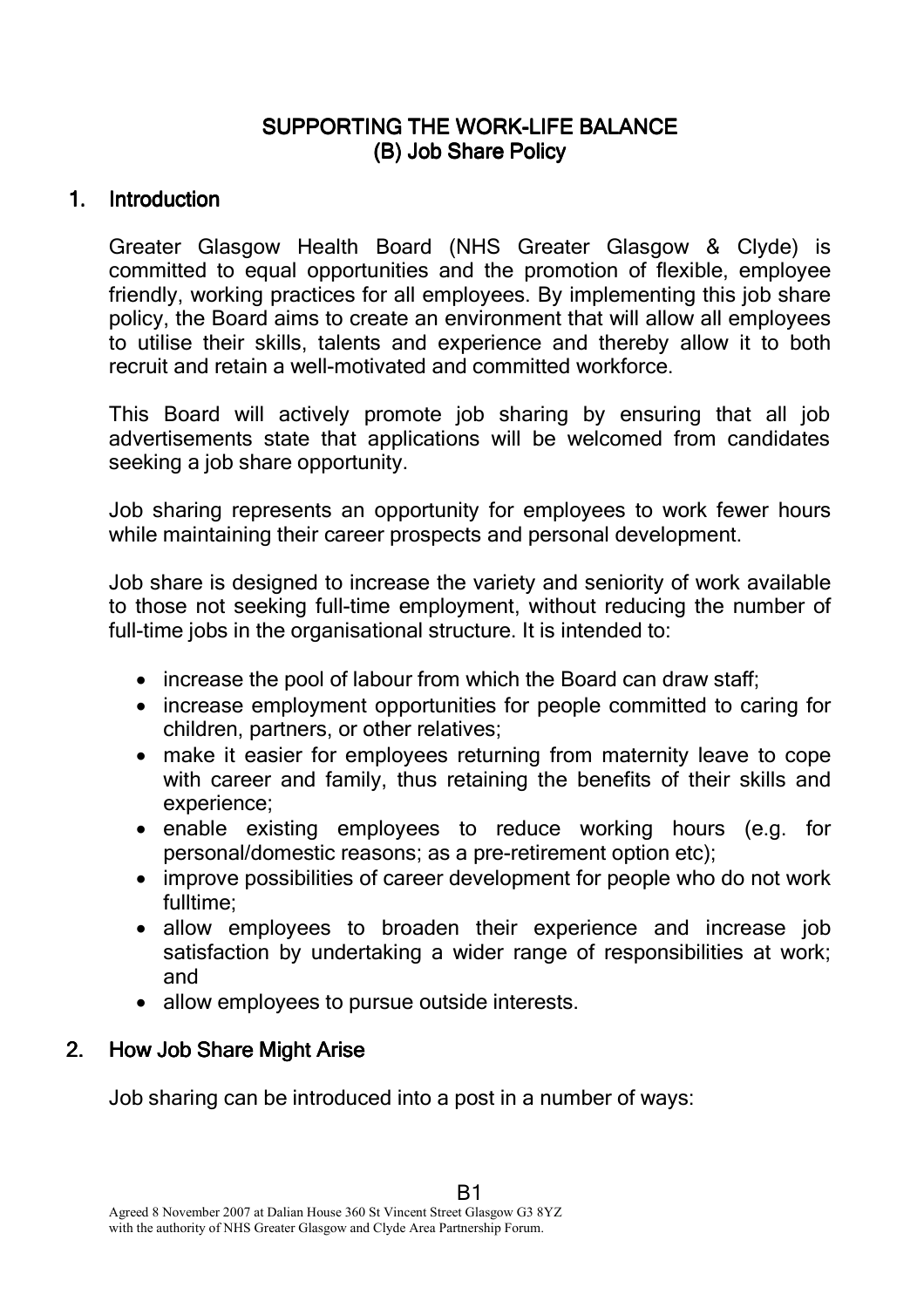# SUPPORTING THE WORK-LIFE BALANCE
## (B) Job Share Policy

## 1. Introduction

Greater Glasgow Health Board (NHS Greater Glasgow & Clyde) is committed to equal opportunities and the promotion of flexible, employee friendly, working practices for all employees. By implementing this job share policy, the Board aims to create an environment that will allow all employees to utilise their skills, talents and experience and thereby allow it to both recruit and retain a well-motivated and committed workforce.

This Board will actively promote job sharing by ensuring that all job advertisements state that applications will be welcomed from candidates seeking a job share opportunity.

Job sharing represents an opportunity for employees to work fewer hours while maintaining their career prospects and personal development.

Job share is designed to increase the variety and seniority of work available to those not seeking full-time employment, without reducing the number of full-time jobs in the organisational structure. It is intended to:

- increase the pool of labour from which the Board can draw staff;
- increase employment opportunities for people committed to caring for children, partners, or other relatives;
- make it easier for employees returning from maternity leave to cope with career and family, thus retaining the benefits of their skills and experience;
- enable existing employees to reduce working hours (e.g. for personal/domestic reasons; as a pre-retirement option etc);
- improve possibilities of career development for people who do not work fulltime;
- allow employees to broaden their experience and increase job satisfaction by undertaking a wider range of responsibilities at work; and
- allow employees to pursue outside interests.

## 2. How Job Share Might Arise

Job sharing can be introduced into a post in a number of ways: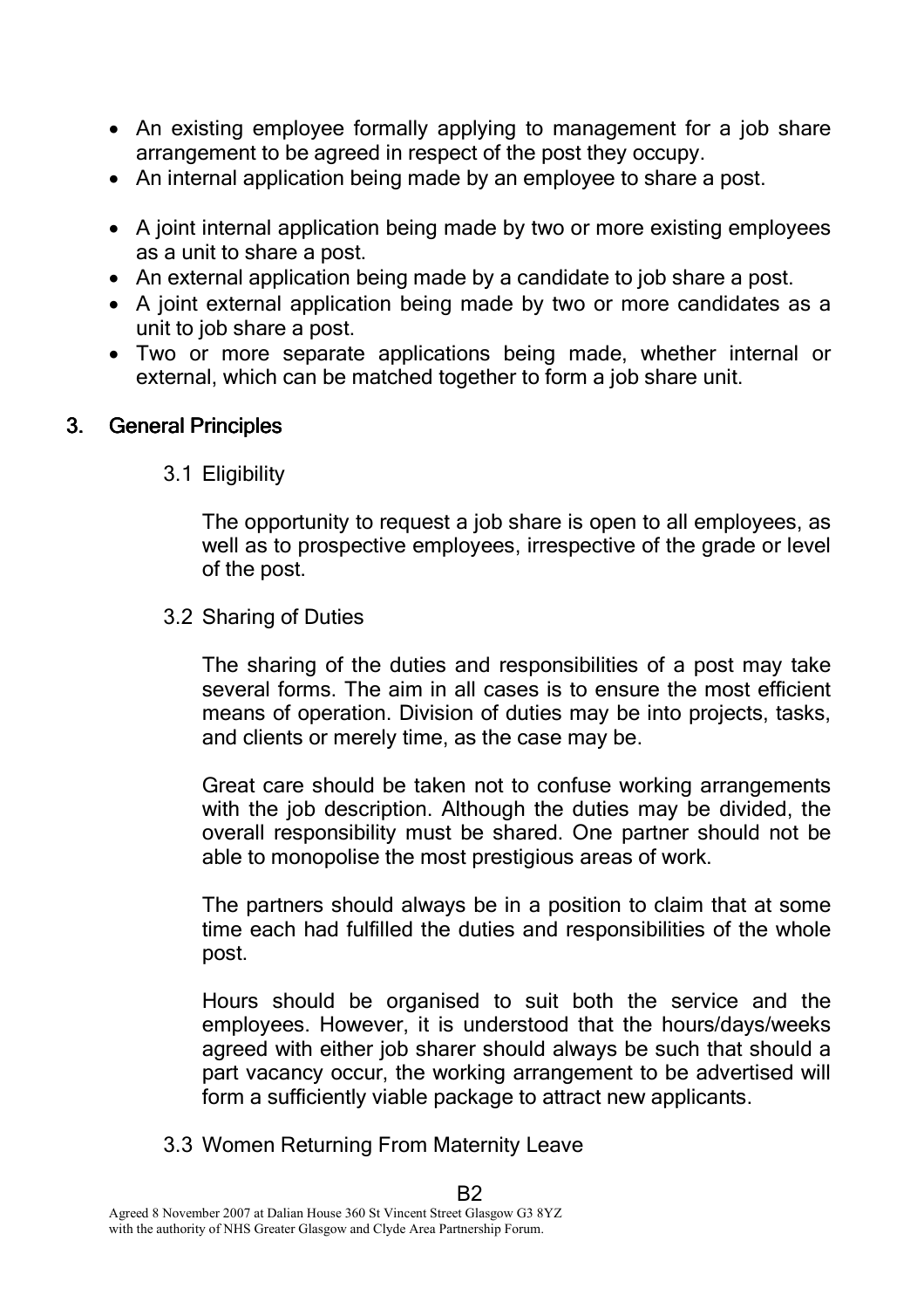- An existing employee formally applying to management for a job share arrangement to be agreed in respect of the post they occupy.
- An internal application being made by an employee to share a post.
- A joint internal application being made by two or more existing employees as a unit to share a post.
- An external application being made by a candidate to job share a post.
- A joint external application being made by two or more candidates as a unit to job share a post.
- Two or more separate applications being made, whether internal or external, which can be matched together to form a job share unit.

## 3. General Principles

### 3.1 Eligibility

The opportunity to request a job share is open to all employees, as well as to prospective employees, irrespective of the grade or level of the post.

### 3.2 Sharing of Duties

The sharing of the duties and responsibilities of a post may take several forms. The aim in all cases is to ensure the most efficient means of operation. Division of duties may be into projects, tasks, and clients or merely time, as the case may be.

Great care should be taken not to confuse working arrangements with the job description. Although the duties may be divided, the overall responsibility must be shared. One partner should not be able to monopolise the most prestigious areas of work.

The partners should always be in a position to claim that at some time each had fulfilled the duties and responsibilities of the whole post.

Hours should be organised to suit both the service and the employees. However, it is understood that the hours/days/weeks agreed with either job sharer should always be such that should a part vacancy occur, the working arrangement to be advertised will form a sufficiently viable package to attract new applicants.

### 3.3 Women Returning From Maternity Leave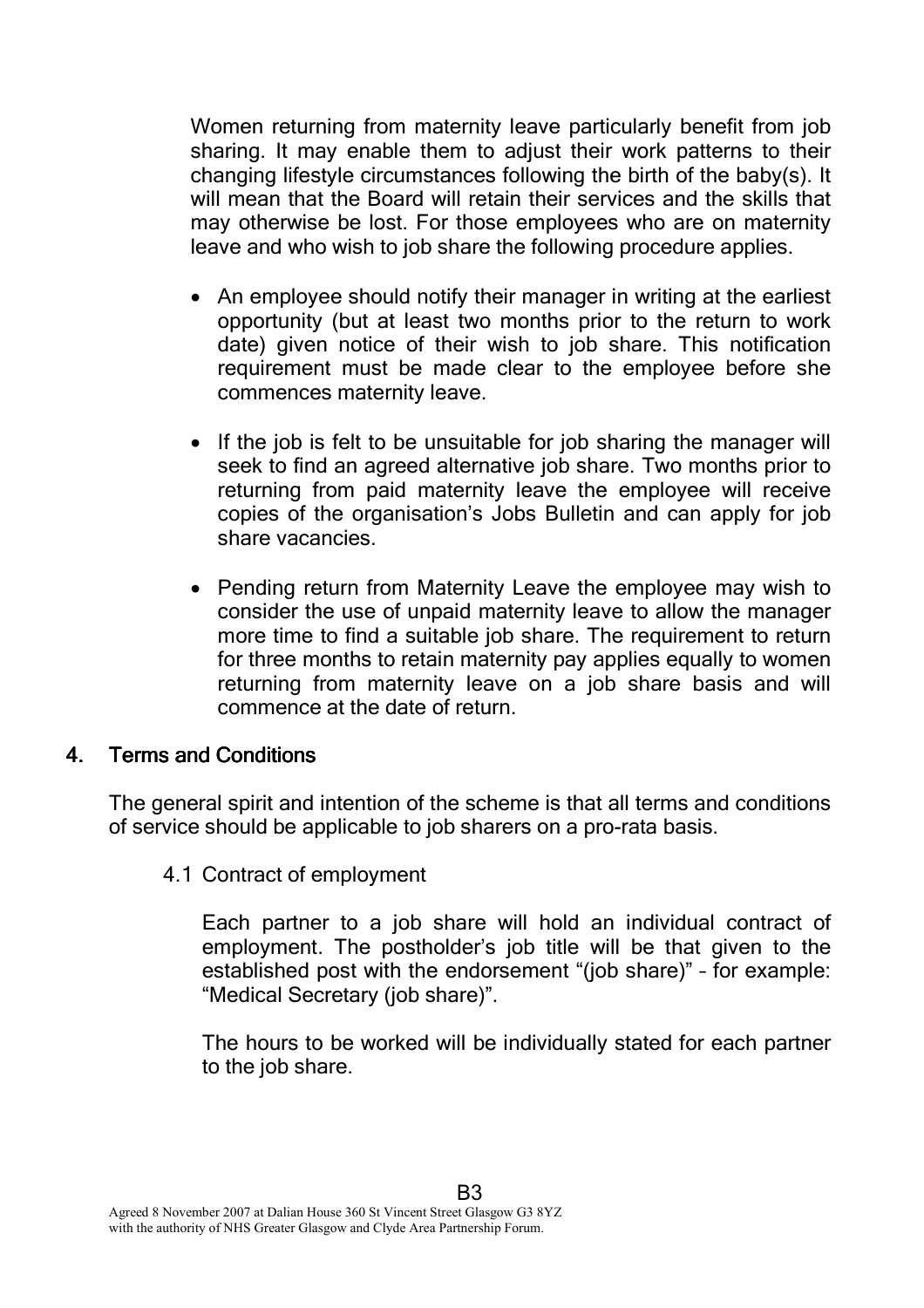Women returning from maternity leave particularly benefit from job sharing. It may enable them to adjust their work patterns to their changing lifestyle circumstances following the birth of the baby(s). It will mean that the Board will retain their services and the skills that may otherwise be lost. For those employees who are on maternity leave and who wish to job share the following procedure applies.

- An employee should notify their manager in writing at the earliest opportunity (but at least two months prior to the return to work date) given notice of their wish to job share. This notification requirement must be made clear to the employee before she commences maternity leave.
- If the job is felt to be unsuitable for job sharing the manager will seek to find an agreed alternative job share. Two months prior to returning from paid maternity leave the employee will receive copies of the organisation's Jobs Bulletin and can apply for job share vacancies.
- Pending return from Maternity Leave the employee may wish to consider the use of unpaid maternity leave to allow the manager more time to find a suitable job share. The requirement to return for three months to retain maternity pay applies equally to women returning from maternity leave on a job share basis and will commence at the date of return.

## 4. Terms and Conditions

The general spirit and intention of the scheme is that all terms and conditions of service should be applicable to job sharers on a pro-rata basis.

### 4.1 Contract of employment

Each partner to a job share will hold an individual contract of employment. The postholder's job title will be that given to the established post with the endorsement "(job share)" – for example: "Medical Secretary (job share)".

The hours to be worked will be individually stated for each partner to the job share.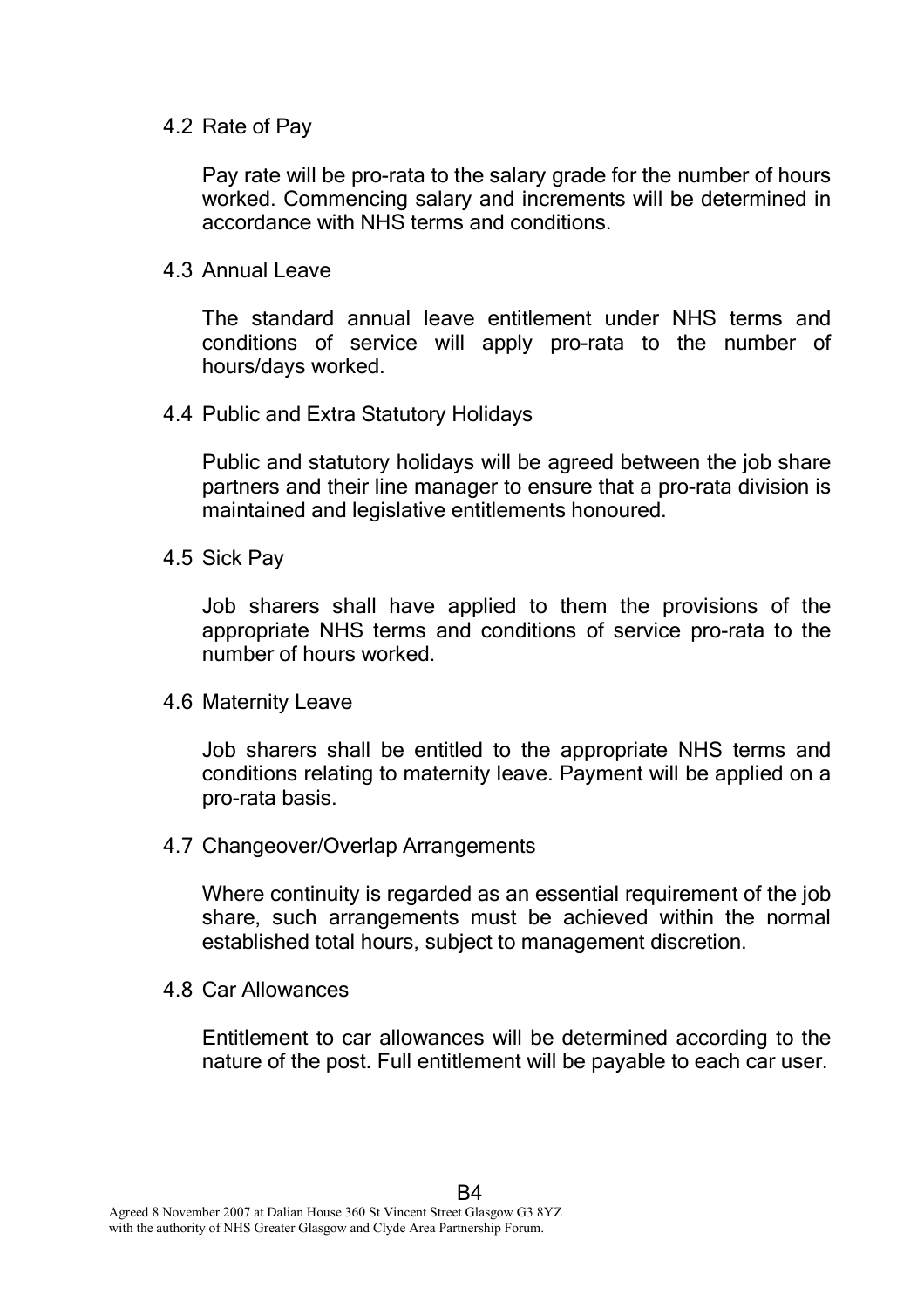### 4.2 Rate of Pay

Pay rate will be pro-rata to the salary grade for the number of hours worked. Commencing salary and increments will be determined in accordance with NHS terms and conditions.

### 4.3 Annual Leave

The standard annual leave entitlement under NHS terms and conditions of service will apply pro-rata to the number of hours/days worked.

### 4.4 Public and Extra Statutory Holidays

Public and statutory holidays will be agreed between the job share partners and their line manager to ensure that a pro-rata division is maintained and legislative entitlements honoured.

### 4.5 Sick Pay

Job sharers shall have applied to them the provisions of the appropriate NHS terms and conditions of service pro-rata to the number of hours worked.

### 4.6 Maternity Leave

Job sharers shall be entitled to the appropriate NHS terms and conditions relating to maternity leave. Payment will be applied on a pro-rata basis.

### 4.7 Changeover/Overlap Arrangements

Where continuity is regarded as an essential requirement of the job share, such arrangements must be achieved within the normal established total hours, subject to management discretion.

### 4.8 Car Allowances

Entitlement to car allowances will be determined according to the nature of the post. Full entitlement will be payable to each car user.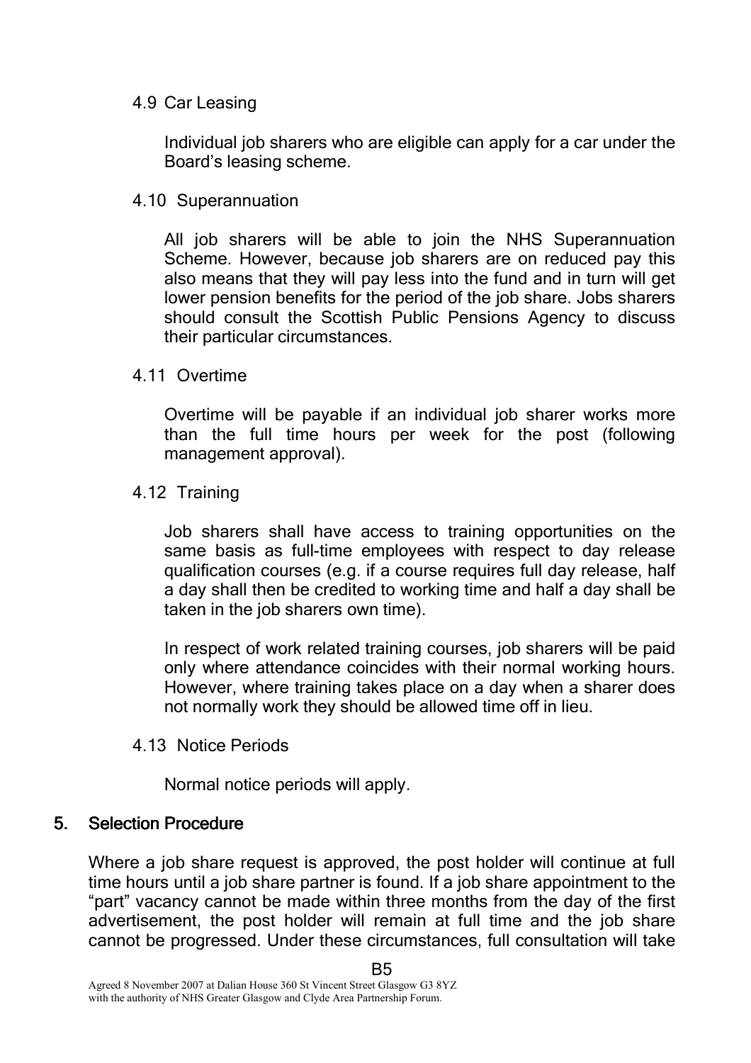### 4.9 Car Leasing

Individual job sharers who are eligible can apply for a car under the Board's leasing scheme.

### 4.10 Superannuation

All job sharers will be able to join the NHS Superannuation Scheme. However, because job sharers are on reduced pay this also means that they will pay less into the fund and in turn will get lower pension benefits for the period of the job share. Jobs sharers should consult the Scottish Public Pensions Agency to discuss their particular circumstances.

### 4.11 Overtime

Overtime will be payable if an individual job sharer works more than the full time hours per week for the post (following management approval).

### 4.12 Training

Job sharers shall have access to training opportunities on the same basis as full-time employees with respect to day release qualification courses (e.g. if a course requires full day release, half a day shall then be credited to working time and half a day shall be taken in the job sharers own time).

In respect of work related training courses, job sharers will be paid only where attendance coincides with their normal working hours. However, where training takes place on a day when a sharer does not normally work they should be allowed time off in lieu.

### 4.13 Notice Periods

Normal notice periods will apply.

## 5. Selection Procedure

Where a job share request is approved, the post holder will continue at full time hours until a job share partner is found. If a job share appointment to the "part" vacancy cannot be made within three months from the day of the first advertisement, the post holder will remain at full time and the job share cannot be progressed. Under these circumstances, full consultation will take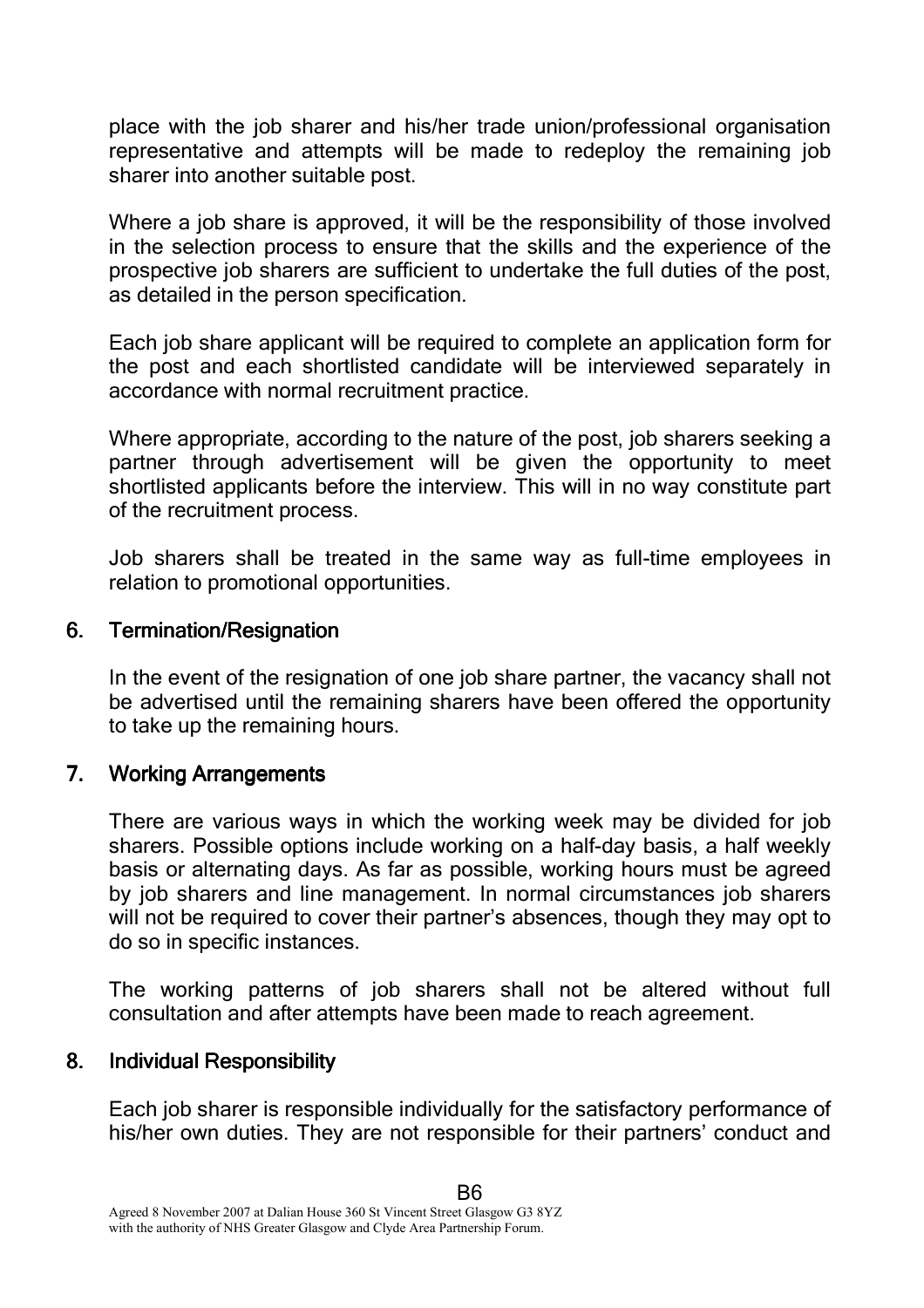place with the job sharer and his/her trade union/professional organisation representative and attempts will be made to redeploy the remaining job sharer into another suitable post.

Where a job share is approved, it will be the responsibility of those involved in the selection process to ensure that the skills and the experience of the prospective job sharers are sufficient to undertake the full duties of the post, as detailed in the person specification.

Each job share applicant will be required to complete an application form for the post and each shortlisted candidate will be interviewed separately in accordance with normal recruitment practice.

Where appropriate, according to the nature of the post, job sharers seeking a partner through advertisement will be given the opportunity to meet shortlisted applicants before the interview. This will in no way constitute part of the recruitment process.

Job sharers shall be treated in the same way as full-time employees in relation to promotional opportunities.

## 6. Termination/Resignation

In the event of the resignation of one job share partner, the vacancy shall not be advertised until the remaining sharers have been offered the opportunity to take up the remaining hours.

## 7. Working Arrangements

There are various ways in which the working week may be divided for job sharers. Possible options include working on a half-day basis, a half weekly basis or alternating days. As far as possible, working hours must be agreed by job sharers and line management. In normal circumstances job sharers will not be required to cover their partner's absences, though they may opt to do so in specific instances.

The working patterns of job sharers shall not be altered without full consultation and after attempts have been made to reach agreement.

## 8. Individual Responsibility

Each job sharer is responsible individually for the satisfactory performance of his/her own duties. They are not responsible for their partners' conduct and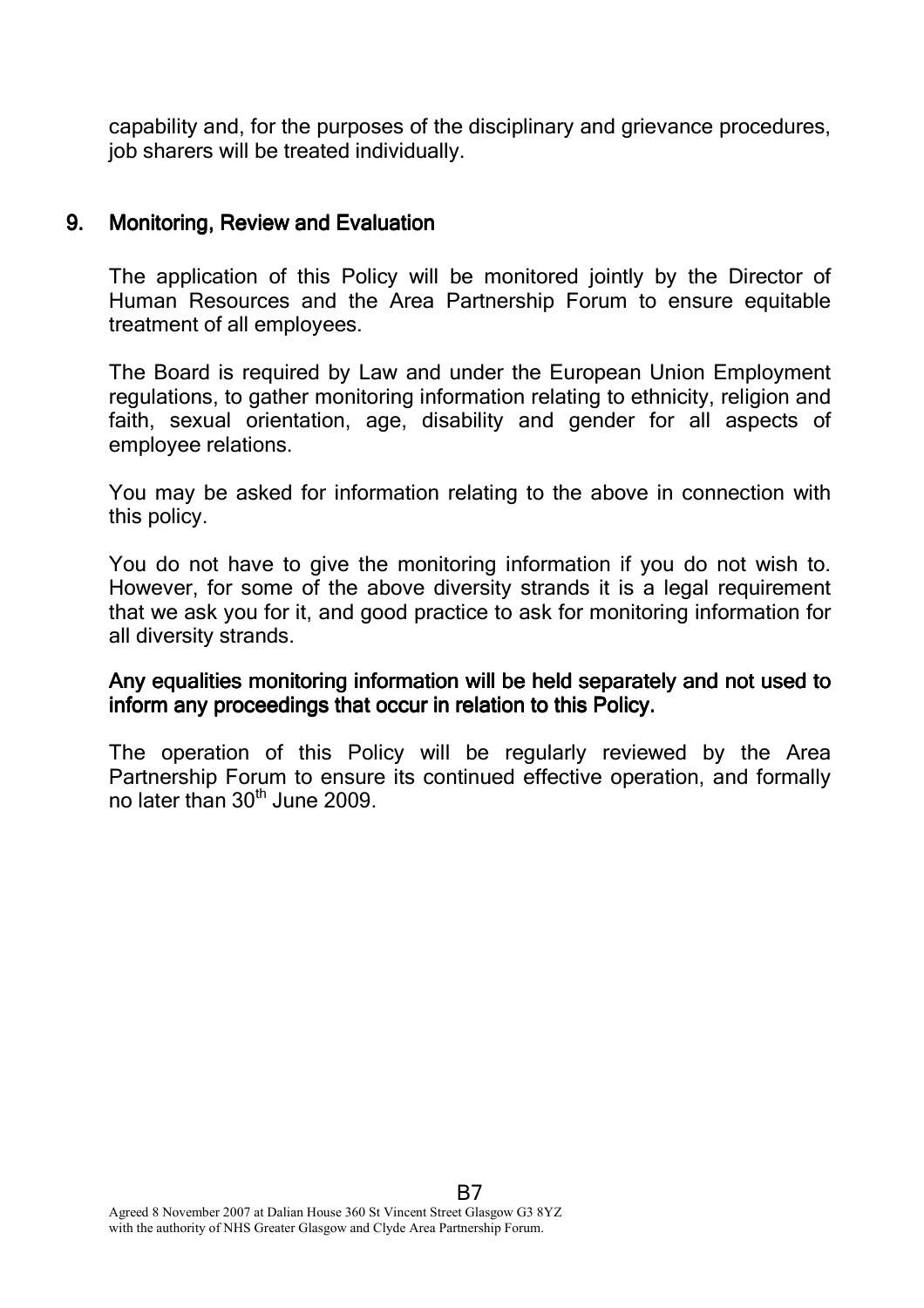capability and, for the purposes of the disciplinary and grievance procedures, job sharers will be treated individually.

## 9. Monitoring, Review and Evaluation

The application of this Policy will be monitored jointly by the Director of Human Resources and the Area Partnership Forum to ensure equitable treatment of all employees.

The Board is required by Law and under the European Union Employment regulations, to gather monitoring information relating to ethnicity, religion and faith, sexual orientation, age, disability and gender for all aspects of employee relations.

You may be asked for information relating to the above in connection with this policy.

You do not have to give the monitoring information if you do not wish to. However, for some of the above diversity strands it is a legal requirement that we ask you for it, and good practice to ask for monitoring information for all diversity strands.

**Any equalities monitoring information will be held separately and not used to inform any proceedings that occur in relation to this Policy.**

The operation of this Policy will be regularly reviewed by the Area Partnership Forum to ensure its continued effective operation, and formally no later than 30th June 2009.

Agreed 8 November 2007 at Dalian House 360 St Vincent Street Glasgow G3 8YZ with the authority of NHS Greater Glasgow and Clyde Area Partnership Forum.